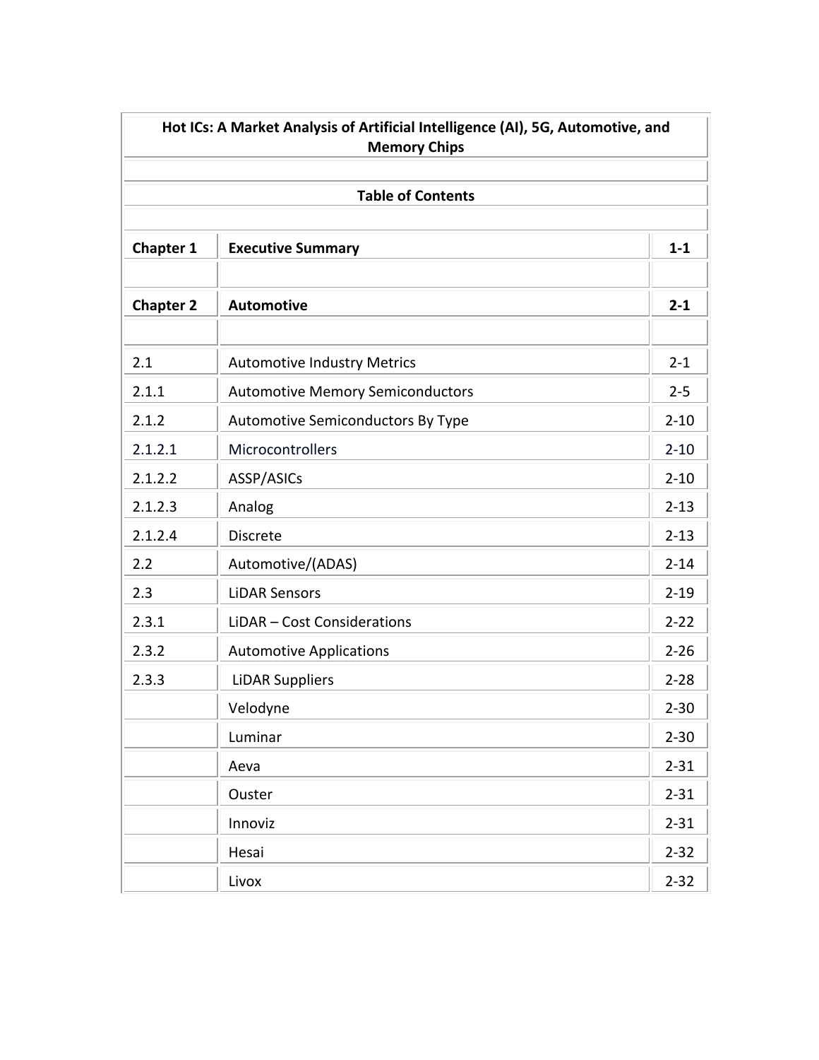# Hot ICs: A Market Analysis of Artificial Intelligence (AI), 5G, Automotive, and Memory Chips

## Table of Contents

| | | |
|---|---|---|
| **Chapter 1** | **Executive Summary** | **1-1** |
| | | |
| **Chapter 2** | **Automotive** | **2-1** |
| | | |
| 2.1 | Automotive Industry Metrics | 2-1 |
| 2.1.1 | Automotive Memory Semiconductors | 2-5 |
| 2.1.2 | Automotive Semiconductors By Type | 2-10 |
| 2.1.2.1 | Microcontrollers | 2-10 |
| 2.1.2.2 | ASSP/ASICs | 2-10 |
| 2.1.2.3 | Analog | 2-13 |
| 2.1.2.4 | Discrete | 2-13 |
| 2.2 | Automotive/(ADAS) | 2-14 |
| 2.3 | LiDAR Sensors | 2-19 |
| 2.3.1 | LiDAR – Cost Considerations | 2-22 |
| 2.3.2 | Automotive Applications | 2-26 |
| 2.3.3 | LiDAR Suppliers | 2-28 |
| | Velodyne | 2-30 |
| | Luminar | 2-30 |
| | Aeva | 2-31 |
| | Ouster | 2-31 |
| | Innoviz | 2-31 |
| | Hesai | 2-32 |
| | Livox | 2-32 |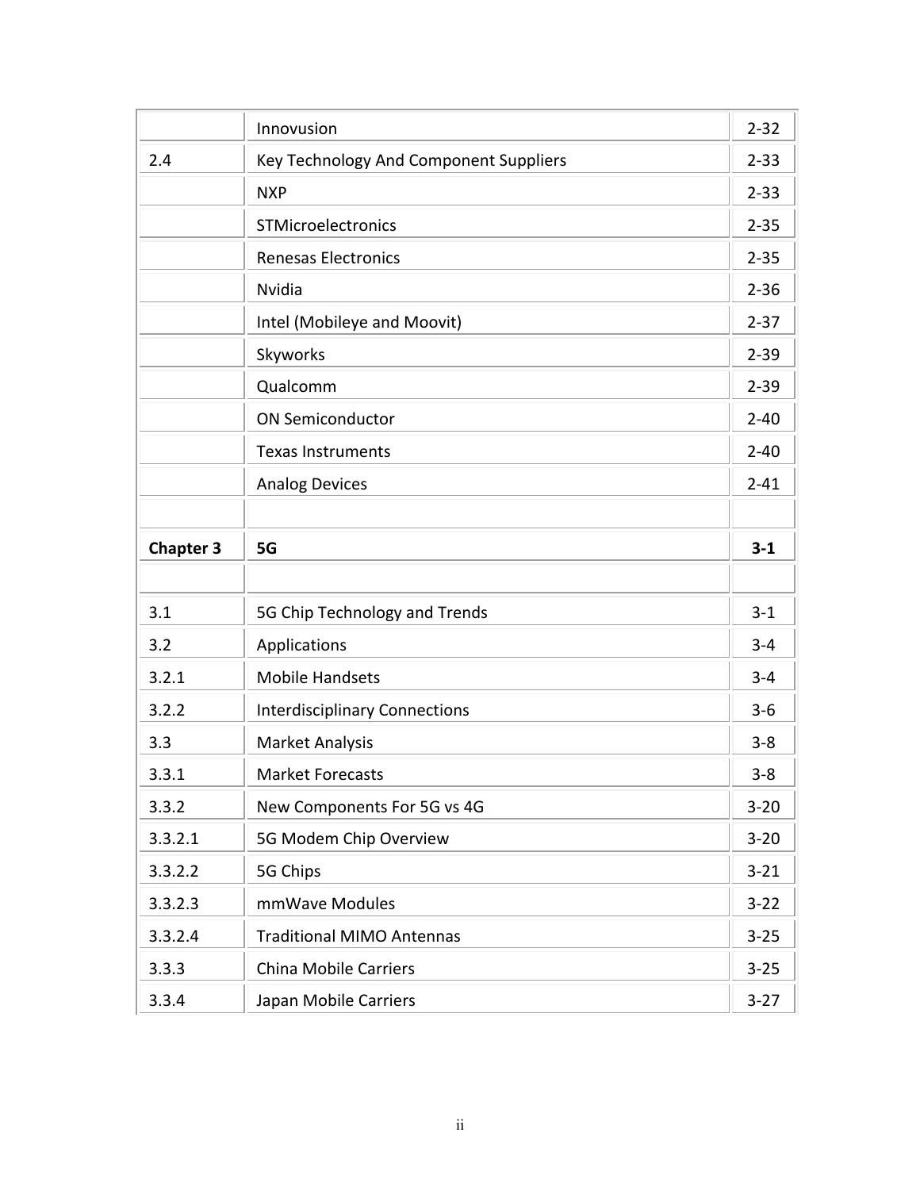| | | |
|---|---|---|
| | Innovusion | 2-32 |
| 2.4 | Key Technology And Component Suppliers | 2-33 |
| | NXP | 2-33 |
| | STMicroelectronics | 2-35 |
| | Renesas Electronics | 2-35 |
| | Nvidia | 2-36 |
| | Intel (Mobileye and Moovit) | 2-37 |
| | Skyworks | 2-39 |
| | Qualcomm | 2-39 |
| | ON Semiconductor | 2-40 |
| | Texas Instruments | 2-40 |
| | Analog Devices | 2-41 |
| | | |
| **Chapter 3** | **5G** | **3-1** |
| | | |
| 3.1 | 5G Chip Technology and Trends | 3-1 |
| 3.2 | Applications | 3-4 |
| 3.2.1 | Mobile Handsets | 3-4 |
| 3.2.2 | Interdisciplinary Connections | 3-6 |
| 3.3 | Market Analysis | 3-8 |
| 3.3.1 | Market Forecasts | 3-8 |
| 3.3.2 | New Components For 5G vs 4G | 3-20 |
| 3.3.2.1 | 5G Modem Chip Overview | 3-20 |
| 3.3.2.2 | 5G Chips | 3-21 |
| 3.3.2.3 | mmWave Modules | 3-22 |
| 3.3.2.4 | Traditional MIMO Antennas | 3-25 |
| 3.3.3 | China Mobile Carriers | 3-25 |
| 3.3.4 | Japan Mobile Carriers | 3-27 |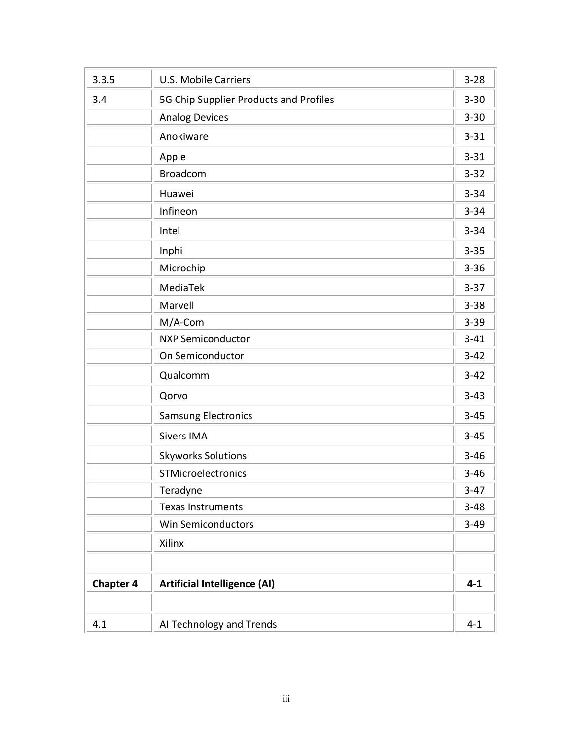| | | |
|---|---|---|
| 3.3.5 | U.S. Mobile Carriers | 3-28 |
| 3.4 | 5G Chip Supplier Products and Profiles | 3-30 |
| | Analog Devices | 3-30 |
| | Anokiware | 3-31 |
| | Apple | 3-31 |
| | Broadcom | 3-32 |
| | Huawei | 3-34 |
| | Infineon | 3-34 |
| | Intel | 3-34 |
| | Inphi | 3-35 |
| | Microchip | 3-36 |
| | MediaTek | 3-37 |
| | Marvell | 3-38 |
| | M/A-Com | 3-39 |
| | NXP Semiconductor | 3-41 |
| | On Semiconductor | 3-42 |
| | Qualcomm | 3-42 |
| | Qorvo | 3-43 |
| | Samsung Electronics | 3-45 |
| | Sivers IMA | 3-45 |
| | Skyworks Solutions | 3-46 |
| | STMicroelectronics | 3-46 |
| | Teradyne | 3-47 |
| | Texas Instruments | 3-48 |
| | Win Semiconductors | 3-49 |
| | Xilinx | |
| | | |
| **Chapter 4** | **Artificial Intelligence (AI)** | **4-1** |
| | | |
| 4.1 | AI Technology and Trends | 4-1 |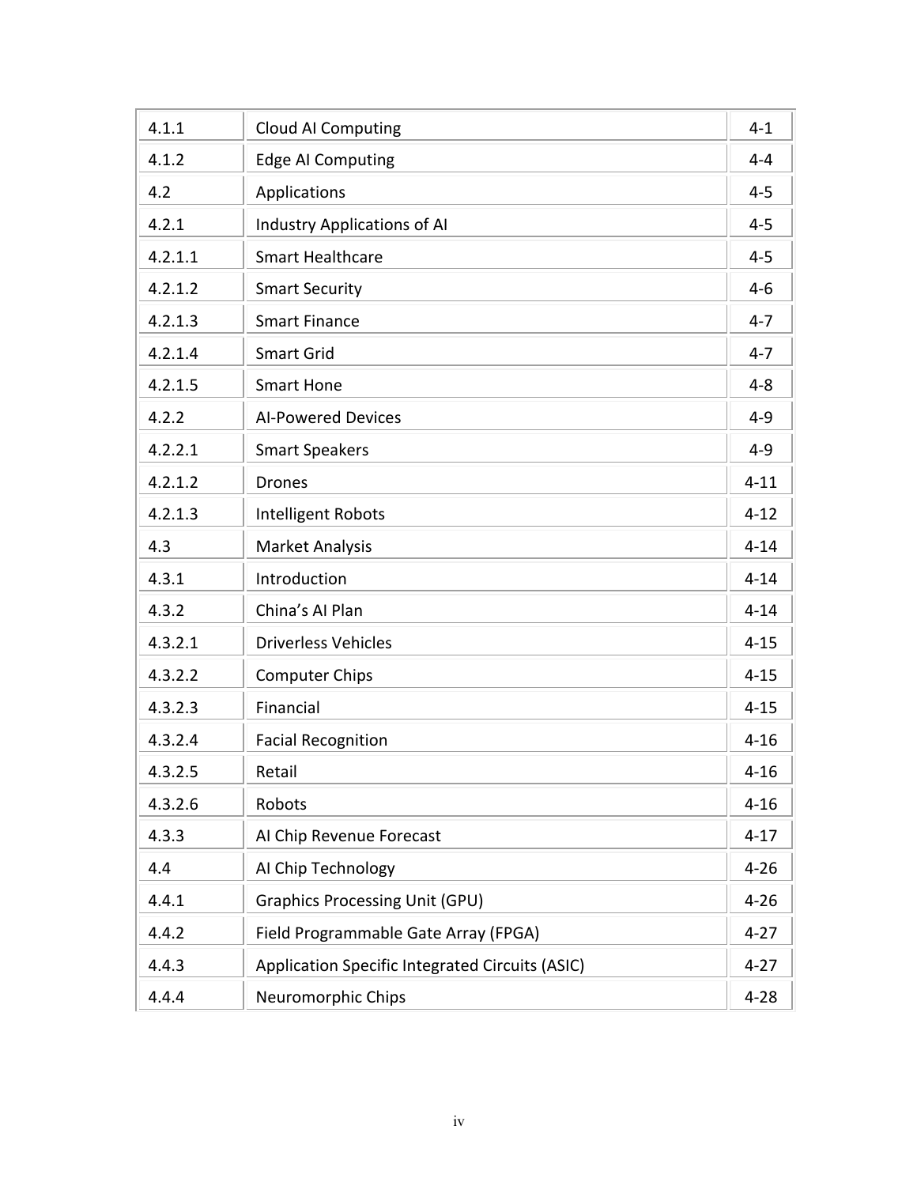| 4.1.1 | Cloud AI Computing | 4-1 |
|---|---|---|
| 4.1.2 | Edge AI Computing | 4-4 |
| 4.2 | Applications | 4-5 |
| 4.2.1 | Industry Applications of AI | 4-5 |
| 4.2.1.1 | Smart Healthcare | 4-5 |
| 4.2.1.2 | Smart Security | 4-6 |
| 4.2.1.3 | Smart Finance | 4-7 |
| 4.2.1.4 | Smart Grid | 4-7 |
| 4.2.1.5 | Smart Hone | 4-8 |
| 4.2.2 | AI-Powered Devices | 4-9 |
| 4.2.2.1 | Smart Speakers | 4-9 |
| 4.2.1.2 | Drones | 4-11 |
| 4.2.1.3 | Intelligent Robots | 4-12 |
| 4.3 | Market Analysis | 4-14 |
| 4.3.1 | Introduction | 4-14 |
| 4.3.2 | China's AI Plan | 4-14 |
| 4.3.2.1 | Driverless Vehicles | 4-15 |
| 4.3.2.2 | Computer Chips | 4-15 |
| 4.3.2.3 | Financial | 4-15 |
| 4.3.2.4 | Facial Recognition | 4-16 |
| 4.3.2.5 | Retail | 4-16 |
| 4.3.2.6 | Robots | 4-16 |
| 4.3.3 | AI Chip Revenue Forecast | 4-17 |
| 4.4 | AI Chip Technology | 4-26 |
| 4.4.1 | Graphics Processing Unit (GPU) | 4-26 |
| 4.4.2 | Field Programmable Gate Array (FPGA) | 4-27 |
| 4.4.3 | Application Specific Integrated Circuits (ASIC) | 4-27 |
| 4.4.4 | Neuromorphic Chips | 4-28 |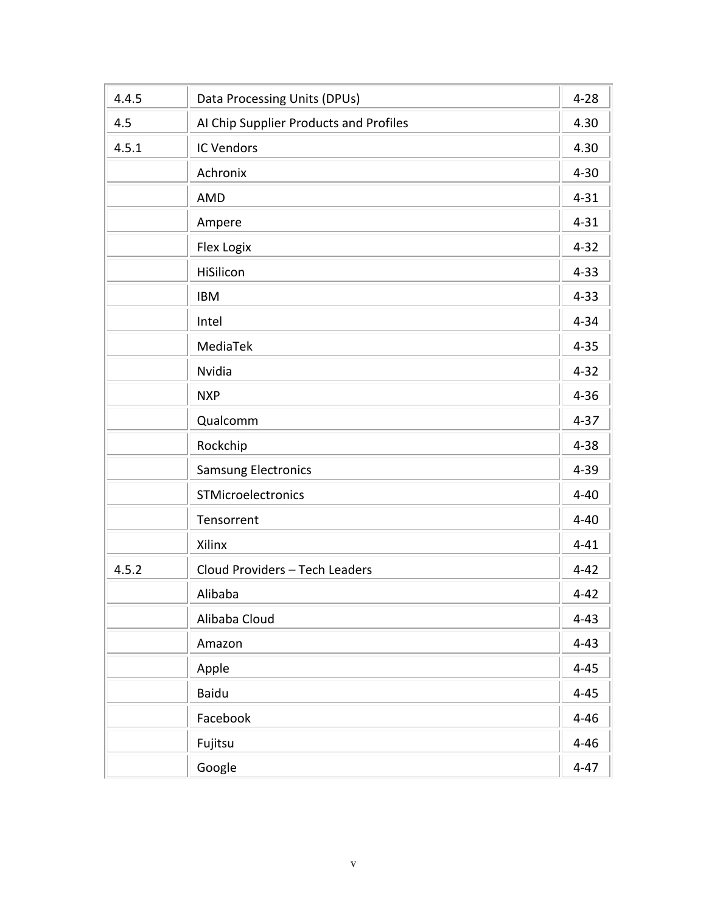| | | |
|---|---|---|
| 4.4.5 | Data Processing Units (DPUs) | 4-28 |
| 4.5 | AI Chip Supplier Products and Profiles | 4.30 |
| 4.5.1 | IC Vendors | 4.30 |
| | Achronix | 4-30 |
| | AMD | 4-31 |
| | Ampere | 4-31 |
| | Flex Logix | 4-32 |
| | HiSilicon | 4-33 |
| | IBM | 4-33 |
| | Intel | 4-34 |
| | MediaTek | 4-35 |
| | Nvidia | 4-32 |
| | NXP | 4-36 |
| | Qualcomm | 4-37 |
| | Rockchip | 4-38 |
| | Samsung Electronics | 4-39 |
| | STMicroelectronics | 4-40 |
| | Tensorrent | 4-40 |
| | Xilinx | 4-41 |
| 4.5.2 | Cloud Providers – Tech Leaders | 4-42 |
| | Alibaba | 4-42 |
| | Alibaba Cloud | 4-43 |
| | Amazon | 4-43 |
| | Apple | 4-45 |
| | Baidu | 4-45 |
| | Facebook | 4-46 |
| | Fujitsu | 4-46 |
| | Google | 4-47 |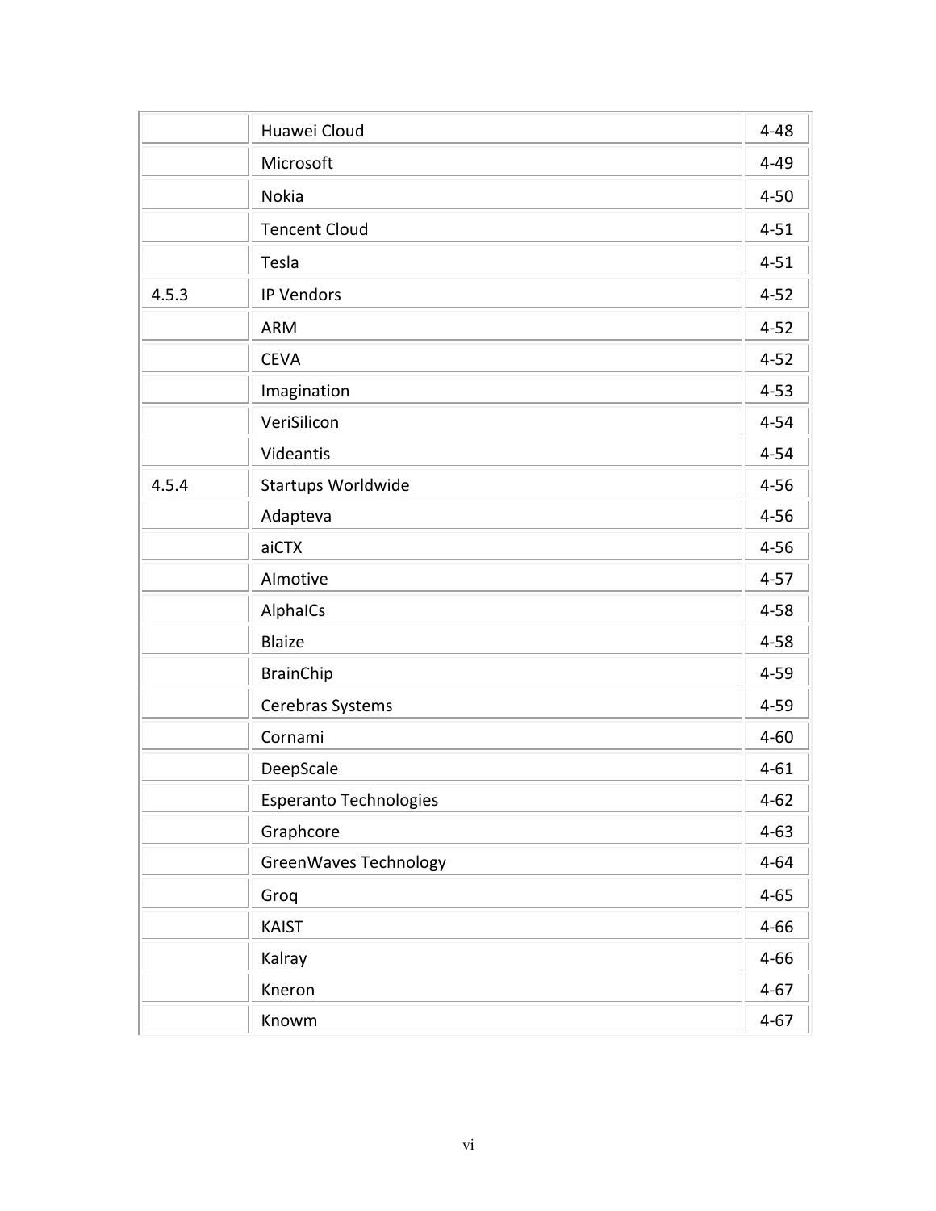| | | |
|---|---|---|
| | Huawei Cloud | 4-48 |
| | Microsoft | 4-49 |
| | Nokia | 4-50 |
| | Tencent Cloud | 4-51 |
| | Tesla | 4-51 |
| 4.5.3 | IP Vendors | 4-52 |
| | ARM | 4-52 |
| | CEVA | 4-52 |
| | Imagination | 4-53 |
| | VeriSilicon | 4-54 |
| | Videantis | 4-54 |
| 4.5.4 | Startups Worldwide | 4-56 |
| | Adapteva | 4-56 |
| | aiCTX | 4-56 |
| | AImotive | 4-57 |
| | AlphaICs | 4-58 |
| | Blaize | 4-58 |
| | BrainChip | 4-59 |
| | Cerebras Systems | 4-59 |
| | Cornami | 4-60 |
| | DeepScale | 4-61 |
| | Esperanto Technologies | 4-62 |
| | Graphcore | 4-63 |
| | GreenWaves Technology | 4-64 |
| | Groq | 4-65 |
| | KAIST | 4-66 |
| | Kalray | 4-66 |
| | Kneron | 4-67 |
| | Knowm | 4-67 |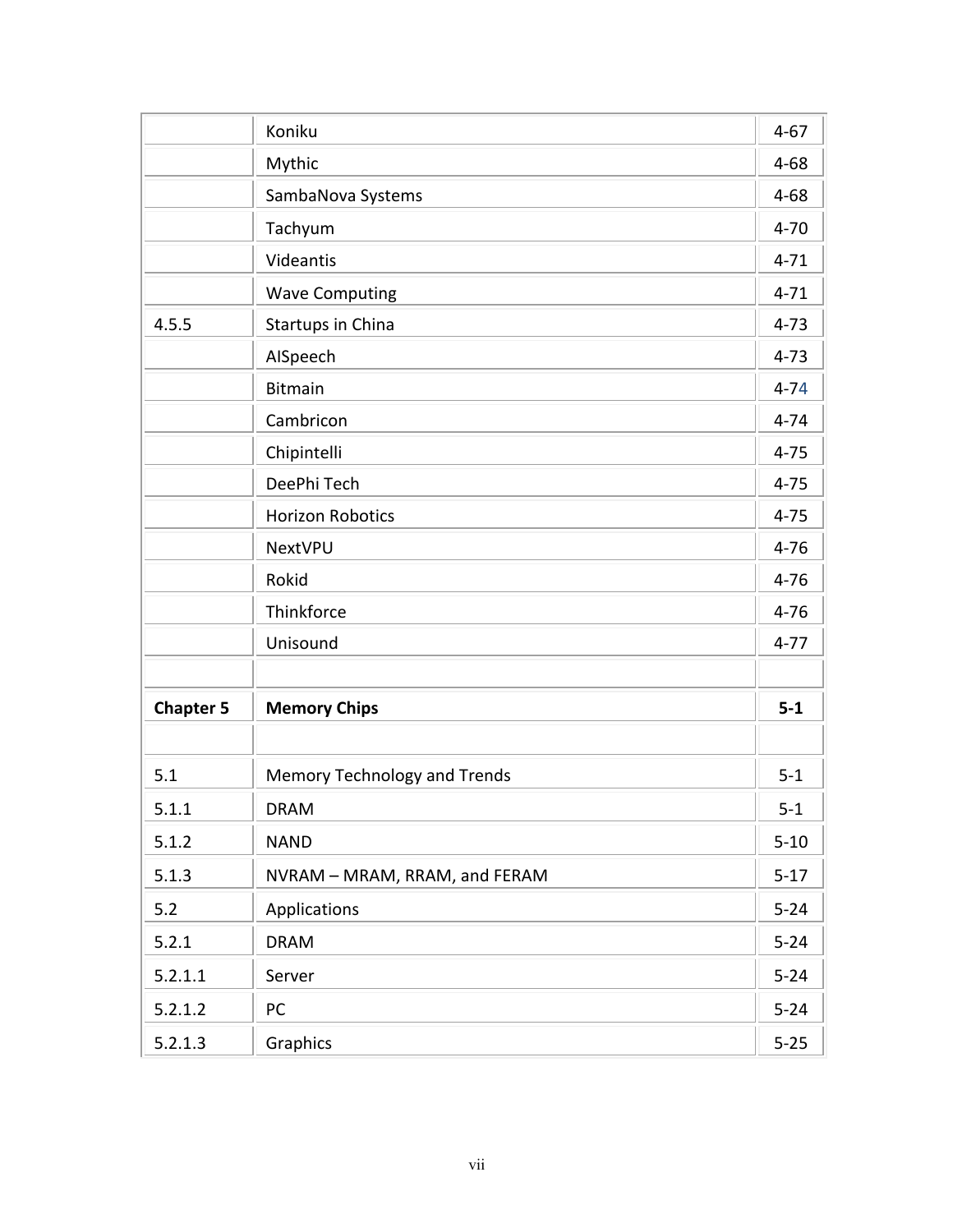| | | |
|---|---|---|
| | Koniku | 4-67 |
| | Mythic | 4-68 |
| | SambaNova Systems | 4-68 |
| | Tachyum | 4-70 |
| | Videantis | 4-71 |
| | Wave Computing | 4-71 |
| 4.5.5 | Startups in China | 4-73 |
| | AISpeech | 4-73 |
| | Bitmain | 4-74 |
| | Cambricon | 4-74 |
| | Chipintelli | 4-75 |
| | DeePhi Tech | 4-75 |
| | Horizon Robotics | 4-75 |
| | NextVPU | 4-76 |
| | Rokid | 4-76 |
| | Thinkforce | 4-76 |
| | Unisound | 4-77 |
| | | |
| **Chapter 5** | **Memory Chips** | **5-1** |
| | | |
| 5.1 | Memory Technology and Trends | 5-1 |
| 5.1.1 | DRAM | 5-1 |
| 5.1.2 | NAND | 5-10 |
| 5.1.3 | NVRAM – MRAM, RRAM, and FERAM | 5-17 |
| 5.2 | Applications | 5-24 |
| 5.2.1 | DRAM | 5-24 |
| 5.2.1.1 | Server | 5-24 |
| 5.2.1.2 | PC | 5-24 |
| 5.2.1.3 | Graphics | 5-25 |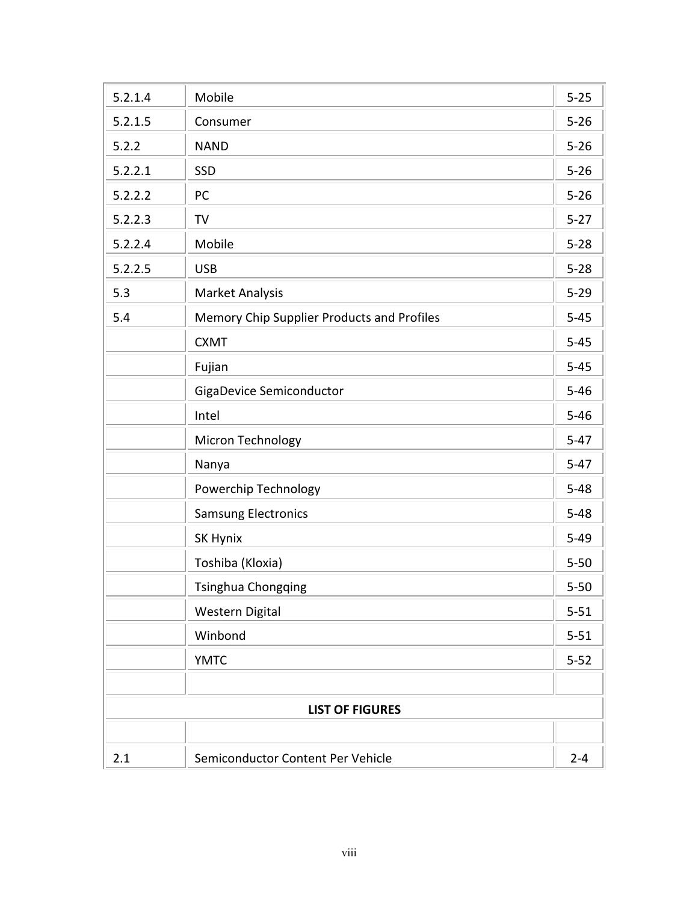| | | |
|---|---|---|
| 5.2.1.4 | Mobile | 5-25 |
| 5.2.1.5 | Consumer | 5-26 |
| 5.2.2 | NAND | 5-26 |
| 5.2.2.1 | SSD | 5-26 |
| 5.2.2.2 | PC | 5-26 |
| 5.2.2.3 | TV | 5-27 |
| 5.2.2.4 | Mobile | 5-28 |
| 5.2.2.5 | USB | 5-28 |
| 5.3 | Market Analysis | 5-29 |
| 5.4 | Memory Chip Supplier Products and Profiles | 5-45 |
| | CXMT | 5-45 |
| | Fujian | 5-45 |
| | GigaDevice Semiconductor | 5-46 |
| | Intel | 5-46 |
| | Micron Technology | 5-47 |
| | Nanya | 5-47 |
| | Powerchip Technology | 5-48 |
| | Samsung Electronics | 5-48 |
| | SK Hynix | 5-49 |
| | Toshiba (Kloxia) | 5-50 |
| | Tsinghua Chongqing | 5-50 |
| | Western Digital | 5-51 |
| | Winbond | 5-51 |
| | YMTC | 5-52 |
| | | |
| | **LIST OF FIGURES** | |
| | | |
| 2.1 | Semiconductor Content Per Vehicle | 2-4 |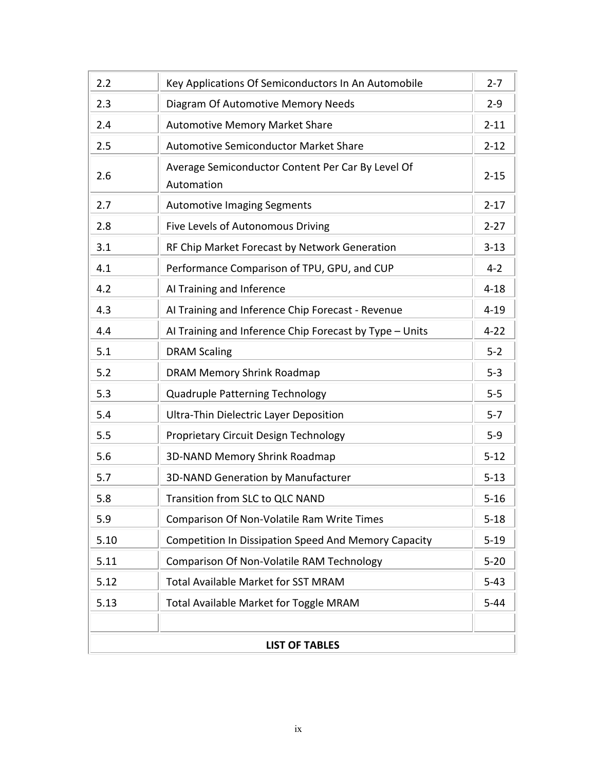| | | |
|---|---|---|
| 2.2 | Key Applications Of Semiconductors In An Automobile | 2-7 |
| 2.3 | Diagram Of Automotive Memory Needs | 2-9 |
| 2.4 | Automotive Memory Market Share | 2-11 |
| 2.5 | Automotive Semiconductor Market Share | 2-12 |
| 2.6 | Average Semiconductor Content Per Car By Level Of Automation | 2-15 |
| 2.7 | Automotive Imaging Segments | 2-17 |
| 2.8 | Five Levels of Autonomous Driving | 2-27 |
| 3.1 | RF Chip Market Forecast by Network Generation | 3-13 |
| 4.1 | Performance Comparison of TPU, GPU, and CUP | 4-2 |
| 4.2 | AI Training and Inference | 4-18 |
| 4.3 | AI Training and Inference Chip Forecast - Revenue | 4-19 |
| 4.4 | AI Training and Inference Chip Forecast by Type – Units | 4-22 |
| 5.1 | DRAM Scaling | 5-2 |
| 5.2 | DRAM Memory Shrink Roadmap | 5-3 |
| 5.3 | Quadruple Patterning Technology | 5-5 |
| 5.4 | Ultra-Thin Dielectric Layer Deposition | 5-7 |
| 5.5 | Proprietary Circuit Design Technology | 5-9 |
| 5.6 | 3D-NAND Memory Shrink Roadmap | 5-12 |
| 5.7 | 3D-NAND Generation by Manufacturer | 5-13 |
| 5.8 | Transition from SLC to QLC NAND | 5-16 |
| 5.9 | Comparison Of Non-Volatile Ram Write Times | 5-18 |
| 5.10 | Competition In Dissipation Speed And Memory Capacity | 5-19 |
| 5.11 | Comparison Of Non-Volatile RAM Technology | 5-20 |
| 5.12 | Total Available Market for SST MRAM | 5-43 |
| 5.13 | Total Available Market for Toggle MRAM | 5-44 |
| | | |

**LIST OF TABLES**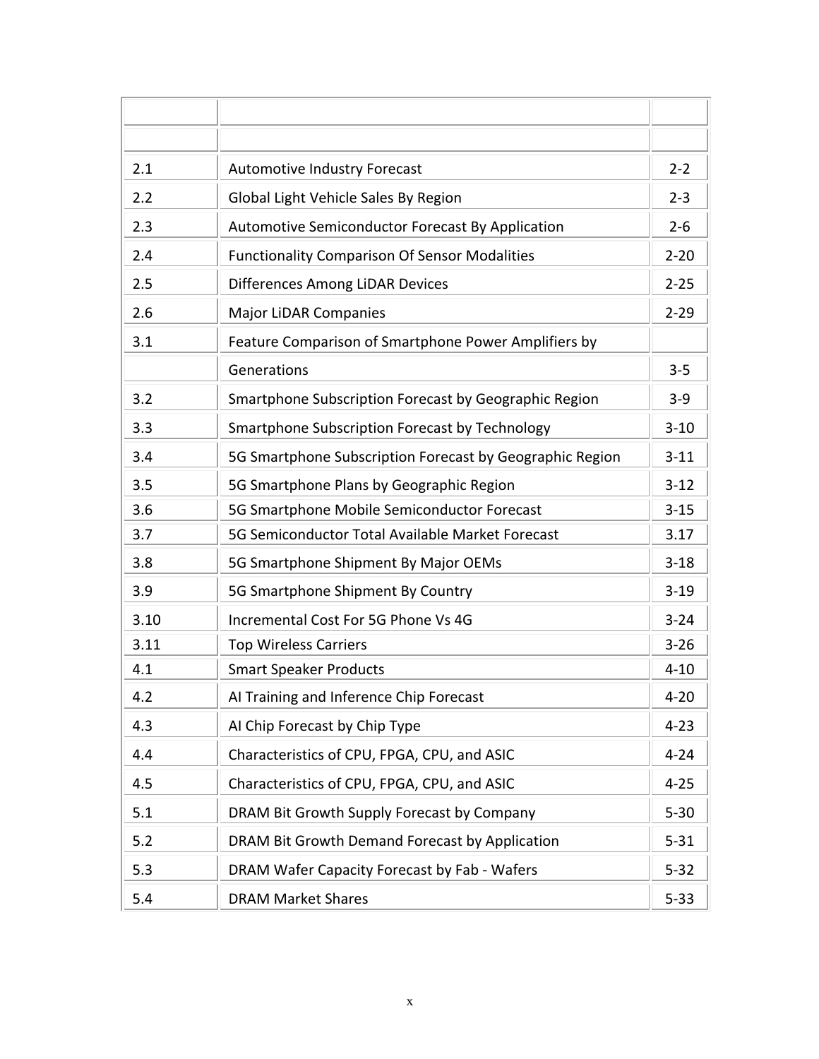| | | |
|---|---|---|
| | | |
| 2.1 | Automotive Industry Forecast | 2-2 |
| 2.2 | Global Light Vehicle Sales By Region | 2-3 |
| 2.3 | Automotive Semiconductor Forecast By Application | 2-6 |
| 2.4 | Functionality Comparison Of Sensor Modalities | 2-20 |
| 2.5 | Differences Among LiDAR Devices | 2-25 |
| 2.6 | Major LiDAR Companies | 2-29 |
| 3.1 | Feature Comparison of Smartphone Power Amplifiers by | |
| | Generations | 3-5 |
| 3.2 | Smartphone Subscription Forecast by Geographic Region | 3-9 |
| 3.3 | Smartphone Subscription Forecast by Technology | 3-10 |
| 3.4 | 5G Smartphone Subscription Forecast by Geographic Region | 3-11 |
| 3.5 | 5G Smartphone Plans by Geographic Region | 3-12 |
| 3.6 | 5G Smartphone Mobile Semiconductor Forecast | 3-15 |
| 3.7 | 5G Semiconductor Total Available Market Forecast | 3.17 |
| 3.8 | 5G Smartphone Shipment By Major OEMs | 3-18 |
| 3.9 | 5G Smartphone Shipment By Country | 3-19 |
| 3.10 | Incremental Cost For 5G Phone Vs 4G | 3-24 |
| 3.11 | Top Wireless Carriers | 3-26 |
| 4.1 | Smart Speaker Products | 4-10 |
| 4.2 | AI Training and Inference Chip Forecast | 4-20 |
| 4.3 | AI Chip Forecast by Chip Type | 4-23 |
| 4.4 | Characteristics of CPU, FPGA, CPU, and ASIC | 4-24 |
| 4.5 | Characteristics of CPU, FPGA, CPU, and ASIC | 4-25 |
| 5.1 | DRAM Bit Growth Supply Forecast by Company | 5-30 |
| 5.2 | DRAM Bit Growth Demand Forecast by Application | 5-31 |
| 5.3 | DRAM Wafer Capacity Forecast by Fab - Wafers | 5-32 |
| 5.4 | DRAM Market Shares | 5-33 |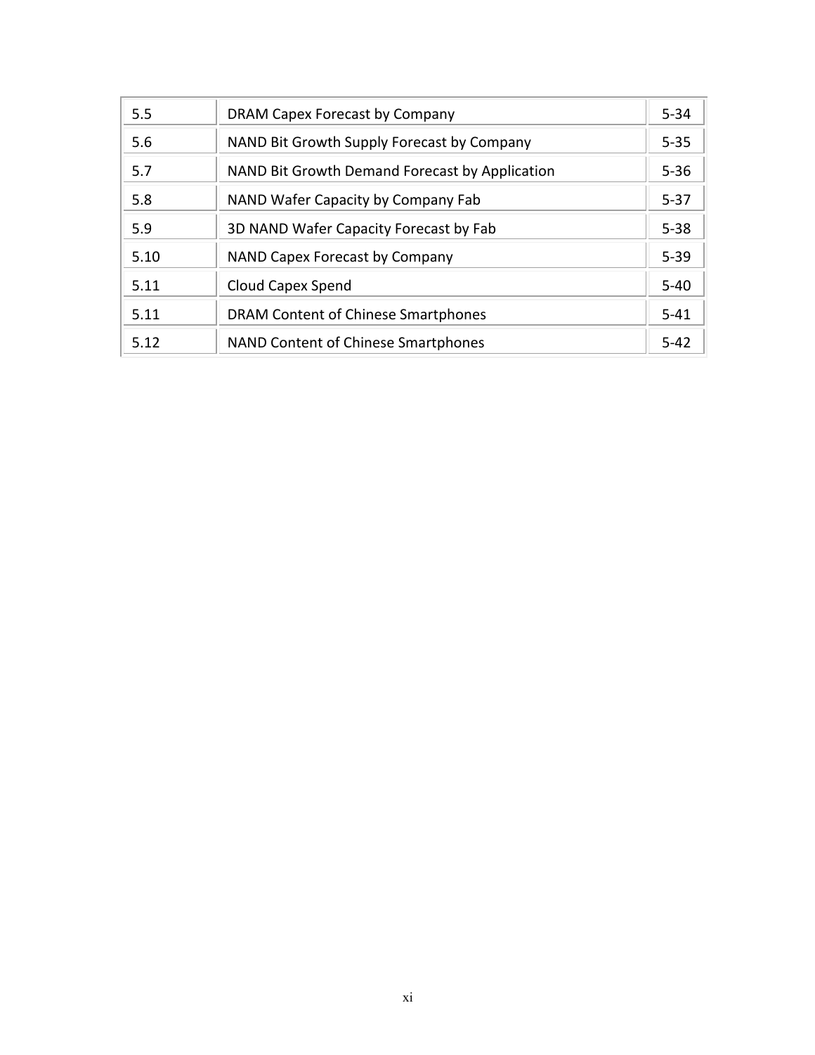| | | |
|---|---|---|
| 5.5 | DRAM Capex Forecast by Company | 5-34 |
| 5.6 | NAND Bit Growth Supply Forecast by Company | 5-35 |
| 5.7 | NAND Bit Growth Demand Forecast by Application | 5-36 |
| 5.8 | NAND Wafer Capacity by Company Fab | 5-37 |
| 5.9 | 3D NAND Wafer Capacity Forecast by Fab | 5-38 |
| 5.10 | NAND Capex Forecast by Company | 5-39 |
| 5.11 | Cloud Capex Spend | 5-40 |
| 5.11 | DRAM Content of Chinese Smartphones | 5-41 |
| 5.12 | NAND Content of Chinese Smartphones | 5-42 |